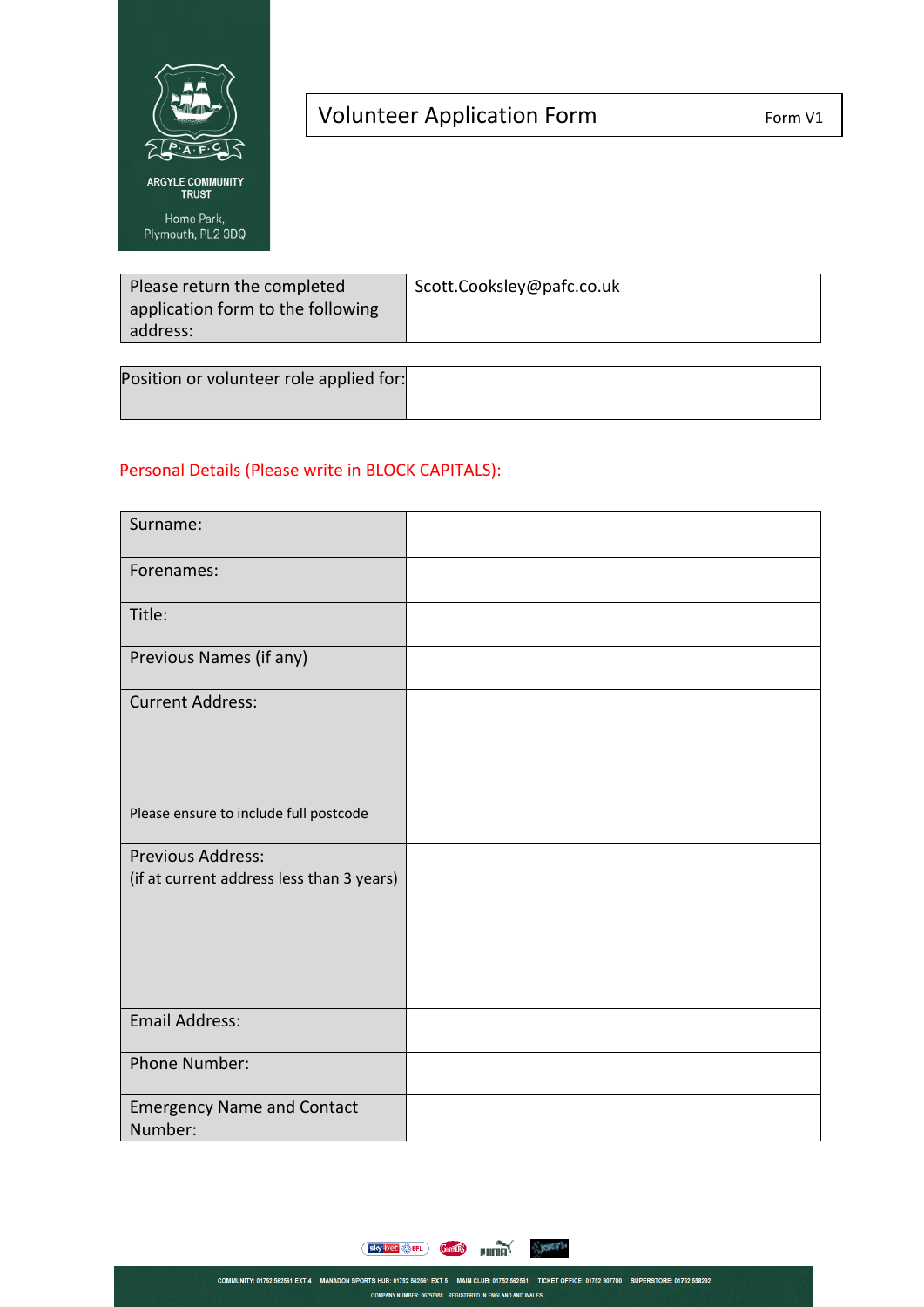ARGYLE COMMUNITY TRUST

Home Park,
Plymouth, PL2 3DQ

# Volunteer Application Form

Form V1

| Please return the completed application form to the following address: | Scott.Cooksley@pafc.co.uk |
|---|---|

| Position or volunteer role applied for: | |
|---|---|

Personal Details (Please write in BLOCK CAPITALS):

| Surname: | |
|---|---|
| Forenames: | |
| Title: | |
| Previous Names (if any) | |
| Current Address:<br><br>Please ensure to include full postcode | |
| Previous Address:<br>(if at current address less than 3 years) | |
| Email Address: | |
| Phone Number: | |
| Emergency Name and Contact Number: | |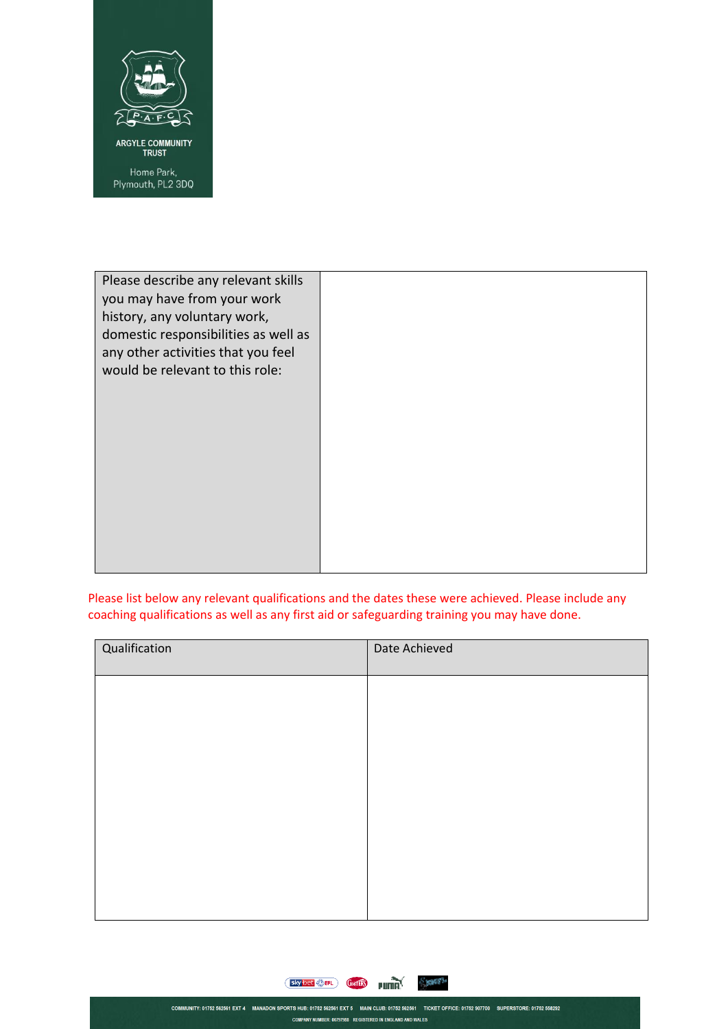ARGYLE COMMUNITY TRUST

Home Park, Plymouth, PL2 3DQ

| Please describe any relevant skills you may have from your work history, any voluntary work, domestic responsibilities as well as any other activities that you feel would be relevant to this role: | |
|---|---|

Please list below any relevant qualifications and the dates these were achieved. Please include any coaching qualifications as well as any first aid or safeguarding training you may have done.

| Qualification | Date Achieved |
|---|---|
| | |

COMMUNITY: 01752 562561 EXT 4 MANADON SPORTS HUB: 01752 562561 EXT 5 MAIN CLUB: 01752 562561 TICKET OFFICE: 01752 907700 SUPERSTORE: 01752 558292

COMPANY NUMBER: 06797988 REGISTERED IN ENGLAND AND WALES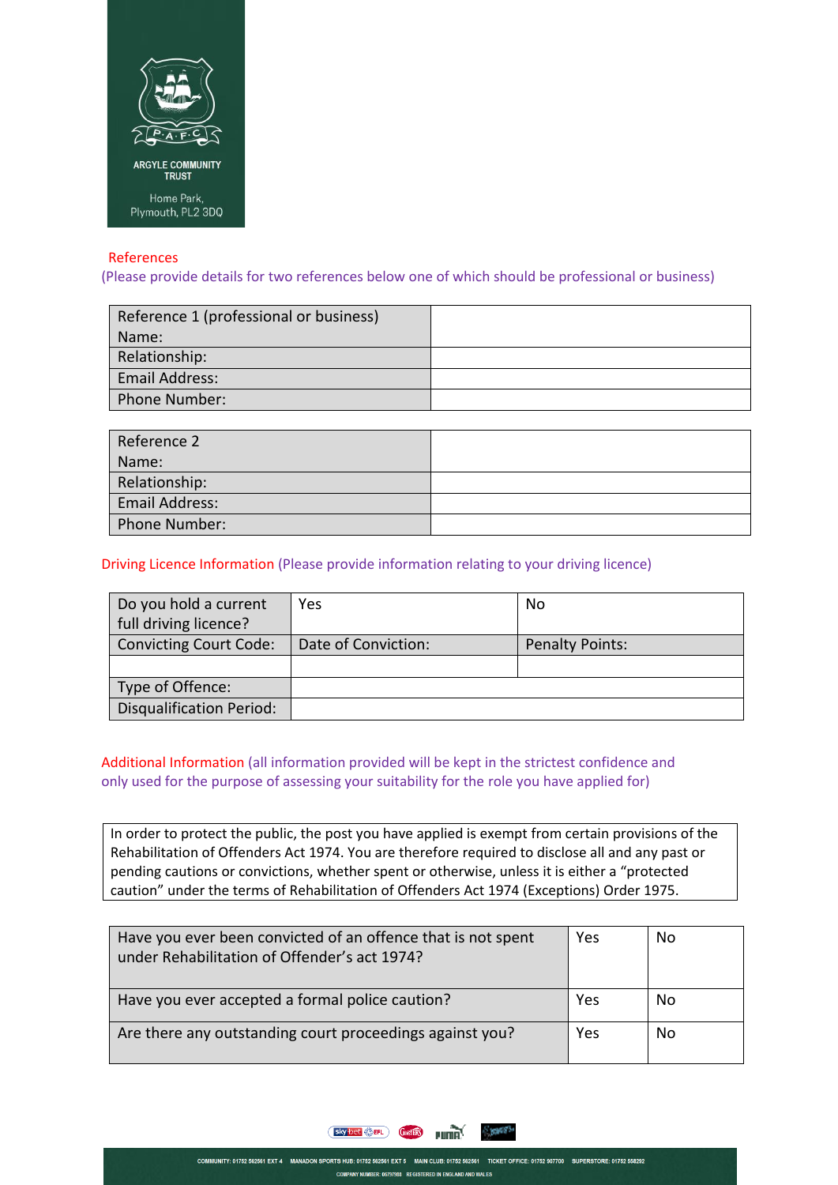ARGYLE COMMUNITY TRUST

Home Park,
Plymouth, PL2 3DQ

## References

(Please provide details for two references below one of which should be professional or business)

| Reference 1 (professional or business) Name: | |
|---|---|
| Relationship: | |
| Email Address: | |
| Phone Number: | |

| Reference 2 Name: | |
|---|---|
| Relationship: | |
| Email Address: | |
| Phone Number: | |

## Driving Licence Information

(Please provide information relating to your driving licence)

| Do you hold a current full driving licence? | Yes | No |
|---|---|---|
| Convicting Court Code: | Date of Conviction: | Penalty Points: |
| | | |
| Type of Offence: | | |
| Disqualification Period: | | |

## Additional Information

(all information provided will be kept in the strictest confidence and only used for the purpose of assessing your suitability for the role you have applied for)

In order to protect the public, the post you have applied is exempt from certain provisions of the Rehabilitation of Offenders Act 1974. You are therefore required to disclose all and any past or pending cautions or convictions, whether spent or otherwise, unless it is either a "protected caution" under the terms of Rehabilitation of Offenders Act 1974 (Exceptions) Order 1975.

| Have you ever been convicted of an offence that is not spent under Rehabilitation of Offender's act 1974? | Yes | No |
|---|---|---|
| Have you ever accepted a formal police caution? | Yes | No |
| Are there any outstanding court proceedings against you? | Yes | No |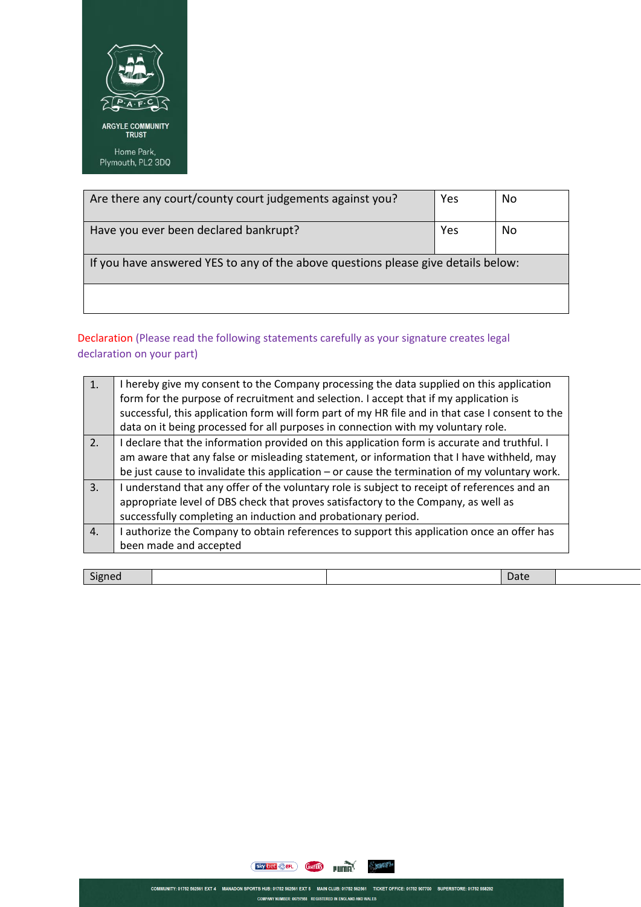ARGYLE COMMUNITY TRUST

Home Park,
Plymouth, PL2 3DQ

| | | |
|---|---|---|
| Are there any court/county court judgements against you? | Yes | No |
| Have you ever been declared bankrupt? | Yes | No |
| If you have answered YES to any of the above questions please give details below: | | |
| | | |

Declaration (Please read the following statements carefully as your signature creates legal declaration on your part)

| | |
|---|---|
| 1. | I hereby give my consent to the Company processing the data supplied on this application form for the purpose of recruitment and selection. I accept that if my application is successful, this application form will form part of my HR file and in that case I consent to the data on it being processed for all purposes in connection with my voluntary role. |
| 2. | I declare that the information provided on this application form is accurate and truthful. I am aware that any false or misleading statement, or information that I have withheld, may be just cause to invalidate this application – or cause the termination of my voluntary work. |
| 3. | I understand that any offer of the voluntary role is subject to receipt of references and an appropriate level of DBS check that proves satisfactory to the Company, as well as successfully completing an induction and probationary period. |
| 4. | I authorize the Company to obtain references to support this application once an offer has been made and accepted |

| | | | | |
|---|---|---|---|---|
| Signed | | | Date | |

COMMUNITY: 01752 562561 EXT 4 MANADON SPORTS HUB: 01752 562561 EXT 5 MAIN CLUB: 01752 562561 TICKET OFFICE: 01752 907700 SUPERSTORE: 01752 558292

COMPANY NUMBER: 06797988 REGISTERED IN ENGLAND AND WALES